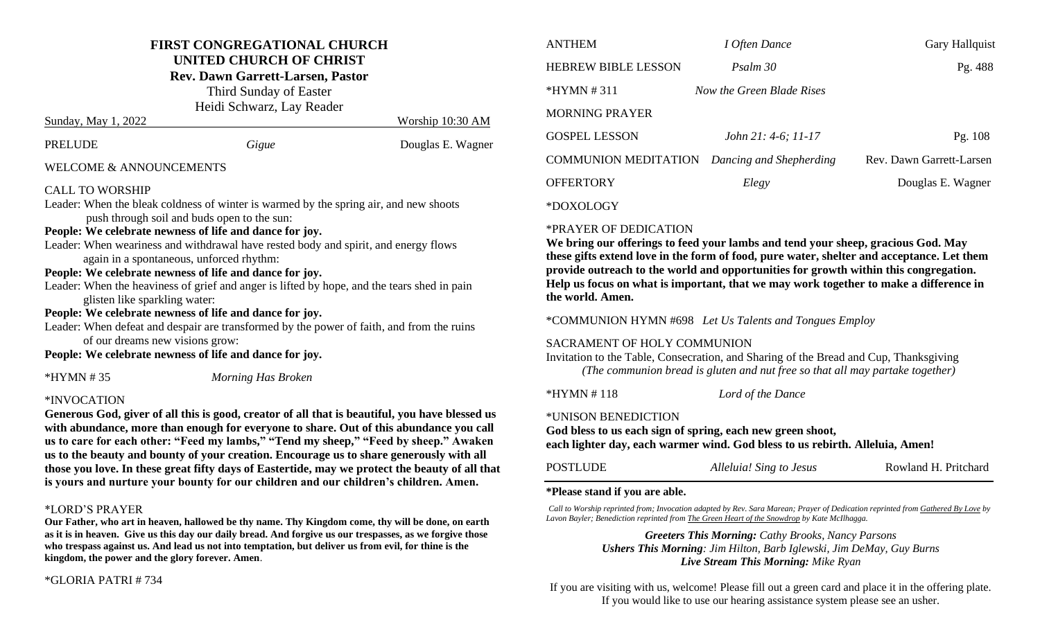# FIRST CONGREGATIONAL CHURCH
## UNITED CHURCH OF CHRIST
**Rev. Dawn Garrett-Larsen, Pastor**

Third Sunday of Easter

Heidi Schwarz, Lay Reader

Sunday, May 1, 2022 — Worship 10:30 AM

PRELUDE — *Gigue* — Douglas E. Wagner

WELCOME & ANNOUNCEMENTS

CALL TO WORSHIP

Leader: When the bleak coldness of winter is warmed by the spring air, and new shoots push through soil and buds open to the sun:

**People: We celebrate newness of life and dance for joy.**

Leader: When weariness and withdrawal have rested body and spirit, and energy flows again in a spontaneous, unforced rhythm:

**People: We celebrate newness of life and dance for joy.**

Leader: When the heaviness of grief and anger is lifted by hope, and the tears shed in pain glisten like sparkling water:

**People: We celebrate newness of life and dance for joy.**

Leader: When defeat and despair are transformed by the power of faith, and from the ruins of our dreams new visions grow:

**People: We celebrate newness of life and dance for joy.**

*HYMN # 35 — *Morning Has Broken*

*INVOCATION

**Generous God, giver of all this is good, creator of all that is beautiful, you have blessed us with abundance, more than enough for everyone to share. Out of this abundance you call us to care for each other: "Feed my lambs," "Tend my sheep," "Feed by sheep." Awaken us to the beauty and bounty of your creation. Encourage us to share generously with all those you love. In these great fifty days of Eastertide, may we protect the beauty of all that is yours and nurture your bounty for our children and our children's children. Amen.**

*LORD'S PRAYER

**Our Father, who art in heaven, hallowed be thy name. Thy Kingdom come, thy will be done, on earth as it is in heaven. Give us this day our daily bread. And forgive us our trespasses, as we forgive those who trespass against us. And lead us not into temptation, but deliver us from evil, for thine is the kingdom, the power and the glory forever. Amen**.

*GLORIA PATRI # 734

ANTHEM — *I Often Dance* — Gary Hallquist

HEBREW BIBLE LESSON — *Psalm 30* — Pg. 488

*HYMN # 311 — *Now the Green Blade Rises*

MORNING PRAYER

GOSPEL LESSON — *John 21: 4-6; 11-17* — Pg. 108

COMMUNION MEDITATION — *Dancing and Shepherding* — Rev. Dawn Garrett-Larsen

OFFERTORY — *Elegy* — Douglas E. Wagner

*DOXOLOGY

*PRAYER OF DEDICATION

**We bring our offerings to feed your lambs and tend your sheep, gracious God. May these gifts extend love in the form of food, pure water, shelter and acceptance. Let them provide outreach to the world and opportunities for growth within this congregation. Help us focus on what is important, that we may work together to make a difference in the world. Amen.**

*COMMUNION HYMN #698 *Let Us Talents and Tongues Employ*

SACRAMENT OF HOLY COMMUNION

Invitation to the Table, Consecration, and Sharing of the Bread and Cup, Thanksgiving

*(The communion bread is gluten and nut free so that all may partake together)*

*HYMN # 118 — *Lord of the Dance*

*UNISON BENEDICTION

**God bless to us each sign of spring, each new green shoot,**
**each lighter day, each warmer wind. God bless to us rebirth. Alleluia, Amen!**

POSTLUDE — *Alleluia! Sing to Jesus* — Rowland H. Pritchard

**\*Please stand if you are able.**

*Call to Worship reprinted from; Invocation adapted by Rev. Sara Marean; Prayer of Dedication reprinted from Gathered By Love by Lavon Bayler; Benediction reprinted from The Green Heart of the Snowdrop by Kate McIlhagga.*

***Greeters This Morning:*** *Cathy Brooks, Nancy Parsons*

***Ushers This Morning****: Jim Hilton, Barb Iglewski, Jim DeMay, Guy Burns*

***Live Stream This Morning:*** *Mike Ryan*

If you are visiting with us, welcome! Please fill out a green card and place it in the offering plate. If you would like to use our hearing assistance system please see an usher.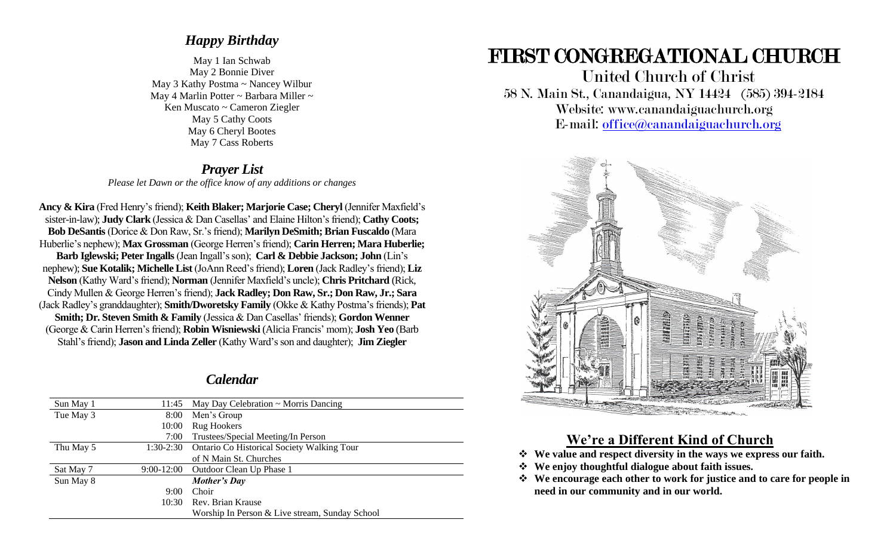## *Happy Birthday*

May 1 Ian Schwab
May 2 Bonnie Diver
May 3 Kathy Postma ~ Nancey Wilbur
May 4 Marlin Potter ~ Barbara Miller ~
Ken Muscato ~ Cameron Ziegler
May 5 Cathy Coots
May 6 Cheryl Bootes
May 7 Cass Roberts

## *Prayer List*

*Please let Dawn or the office know of any additions or changes*

**Ancy & Kira** (Fred Henry's friend); **Keith Blaker; Marjorie Case; Cheryl** (Jennifer Maxfield's sister-in-law); **Judy Clark** (Jessica & Dan Casellas' and Elaine Hilton's friend); **Cathy Coots; Bob DeSantis** (Dorice & Don Raw, Sr.'s friend); **Marilyn DeSmith; Brian Fuscaldo** (Mara Huberlie's nephew); **Max Grossman** (George Herren's friend); **Carin Herren; Mara Huberlie; Barb Iglewski; Peter Ingalls** (Jean Ingall's son); **Carl & Debbie Jackson; John** (Lin's nephew); **Sue Kotalik; Michelle List** (JoAnn Reed's friend); **Loren** (Jack Radley's friend); **Liz Nelson** (Kathy Ward's friend); **Norman** (Jennifer Maxfield's uncle); **Chris Pritchard** (Rick, Cindy Mullen & George Herren's friend); **Jack Radley; Don Raw, Sr.; Don Raw, Jr.; Sara** (Jack Radley's granddaughter); **Smith/Dworetsky Family** (Okke & Kathy Postma's friends); **Pat Smith; Dr. Steven Smith & Family** (Jessica & Dan Casellas' friends); **Gordon Wenner** (George & Carin Herren's friend); **Robin Wisniewski** (Alicia Francis' mom); **Josh Yeo** (Barb Stahl's friend); **Jason and Linda Zeller** (Kathy Ward's son and daughter); **Jim Ziegler**

## *Calendar*

| | | |
|---|---|---|
| Sun May 1 | 11:45 | May Day Celebration ~ Morris Dancing |
| Tue May 3 | 8:00 | Men's Group |
| | 10:00 | Rug Hookers |
| | 7:00 | Trustees/Special Meeting/In Person |
| Thu May 5 | 1:30-2:30 | Ontario Co Historical Society Walking Tour of N Main St. Churches |
| Sat May 7 | 9:00-12:00 | Outdoor Clean Up Phase 1 |
| Sun May 8 | | *Mother's Day* |
| | 9:00 | Choir |
| | 10:30 | Rev. Brian Krause |
| | | Worship In Person & Live stream, Sunday School |

# FIRST CONGREGATIONAL CHURCH

United Church of Christ
58 N. Main St., Canandaigua, NY 14424 (585) 394-2184
Website: www.canandaiguachurch.org
E-mail: office@canandaiguachurch.org

## We're a Different Kind of Church

- **We value and respect diversity in the ways we express our faith.**
- **We enjoy thoughtful dialogue about faith issues.**
- **We encourage each other to work for justice and to care for people in need in our community and in our world.**